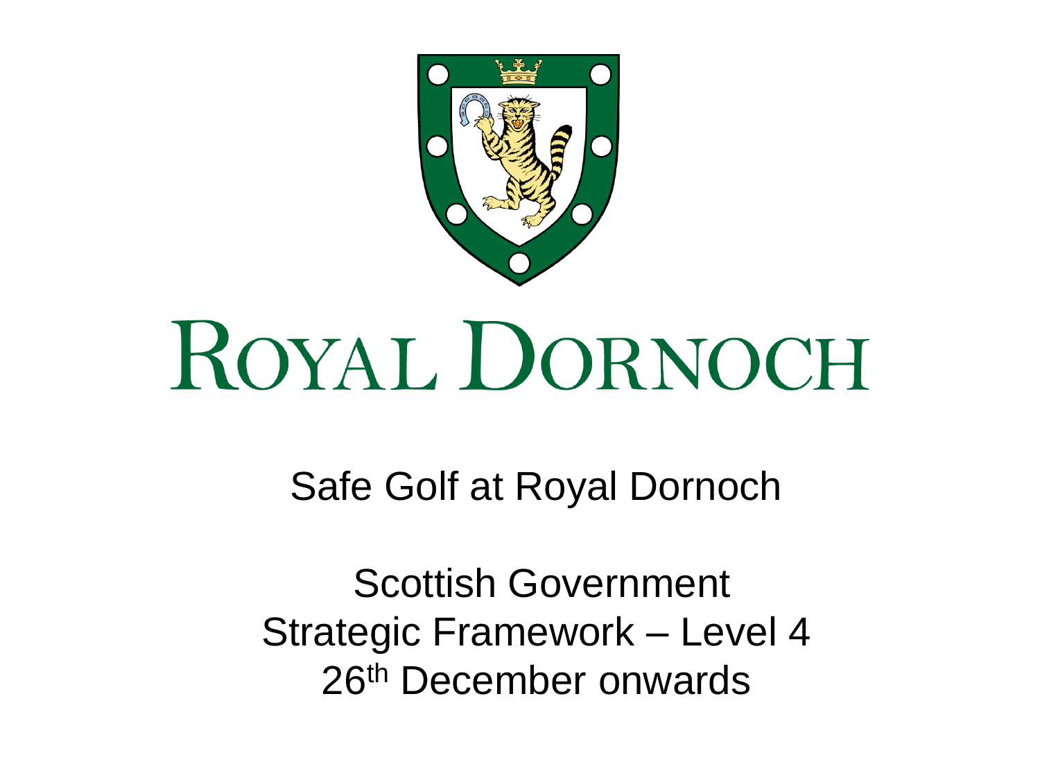# ROYAL DORNOCH

## Safe Golf at Royal Dornoch

Scottish Government
Strategic Framework – Level 4
26th December onwards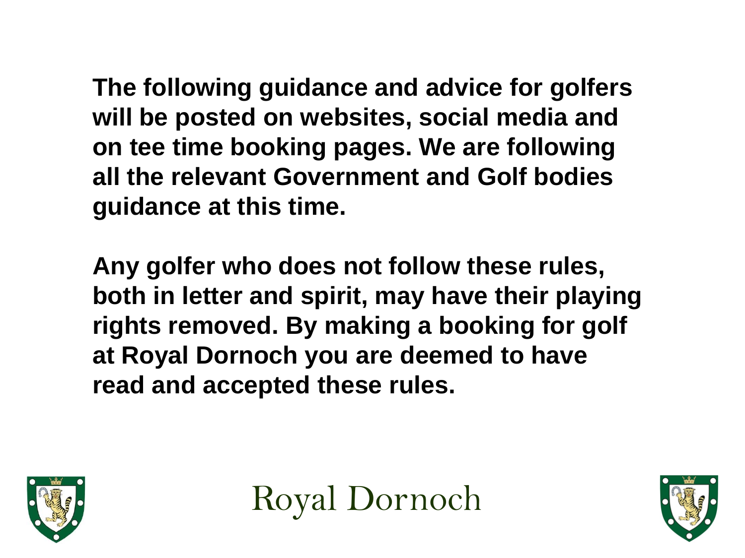**The following guidance and advice for golfers will be posted on websites, social media and on tee time booking pages. We are following all the relevant Government and Golf bodies guidance at this time.**

**Any golfer who does not follow these rules, both in letter and spirit, may have their playing rights removed. By making a booking for golf at Royal Dornoch you are deemed to have read and accepted these rules.**

Royal Dornoch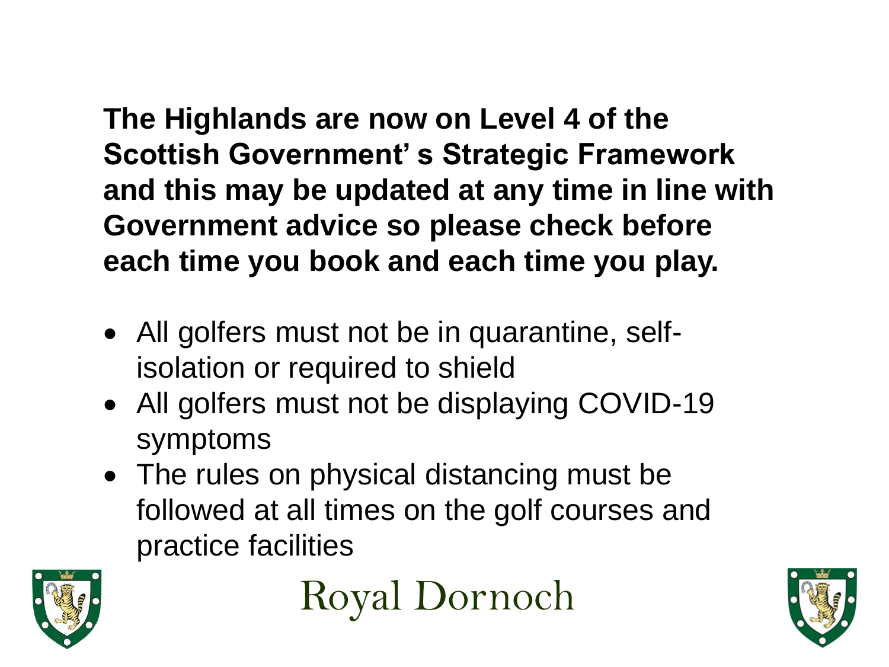**The Highlands are now on Level 4 of the Scottish Government' s Strategic Framework and this may be updated at any time in line with Government advice so please check before each time you book and each time you play.**

- All golfers must not be in quarantine, self-isolation or required to shield
- All golfers must not be displaying COVID-19 symptoms
- The rules on physical distancing must be followed at all times on the golf courses and practice facilities

Royal Dornoch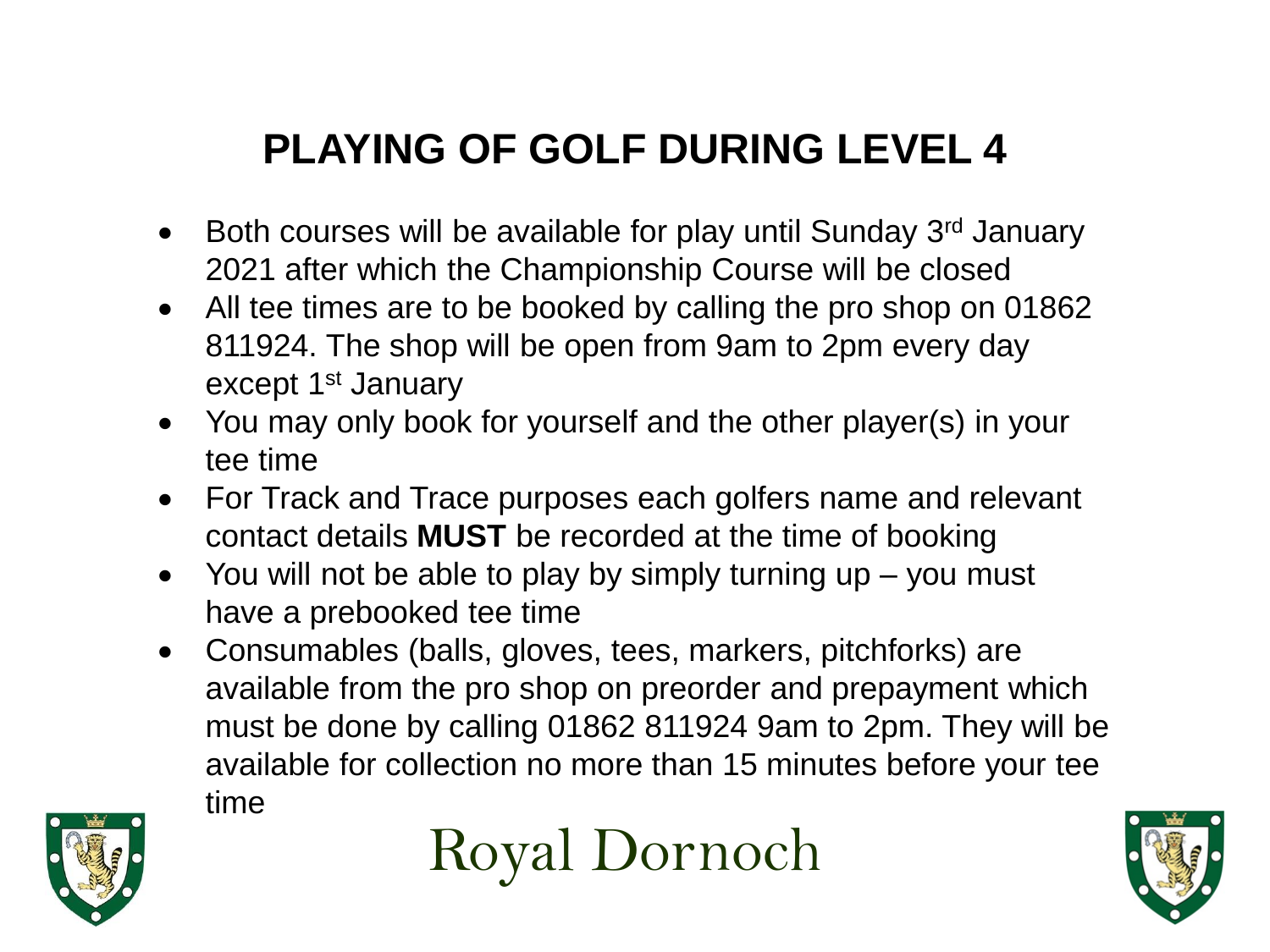# PLAYING OF GOLF DURING LEVEL 4

- Both courses will be available for play until Sunday 3rd January 2021 after which the Championship Course will be closed
- All tee times are to be booked by calling the pro shop on 01862 811924. The shop will be open from 9am to 2pm every day except 1st January
- You may only book for yourself and the other player(s) in your tee time
- For Track and Trace purposes each golfers name and relevant contact details **MUST** be recorded at the time of booking
- You will not be able to play by simply turning up – you must have a prebooked tee time
- Consumables (balls, gloves, tees, markers, pitchforks) are available from the pro shop on preorder and prepayment which must be done by calling 01862 811924 9am to 2pm. They will be available for collection no more than 15 minutes before your tee time

Royal Dornoch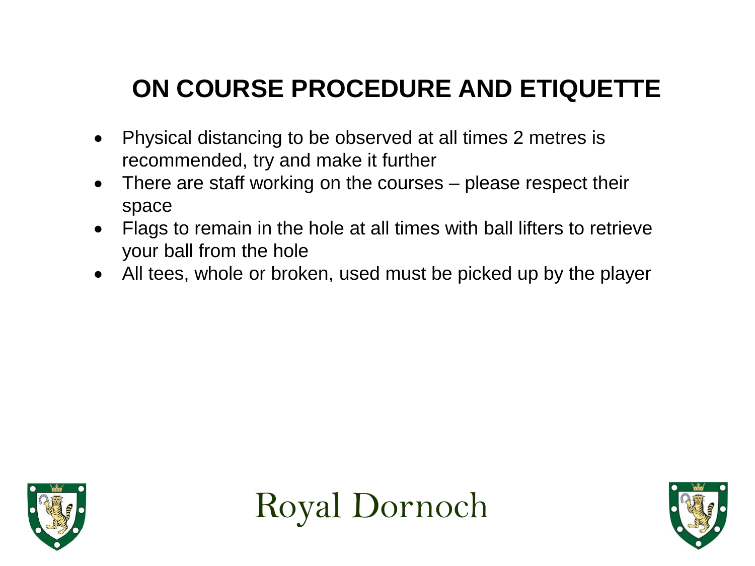# ON COURSE PROCEDURE AND ETIQUETTE

- Physical distancing to be observed at all times 2 metres is recommended, try and make it further
- There are staff working on the courses – please respect their space
- Flags to remain in the hole at all times with ball lifters to retrieve your ball from the hole
- All tees, whole or broken, used must be picked up by the player

Royal Dornoch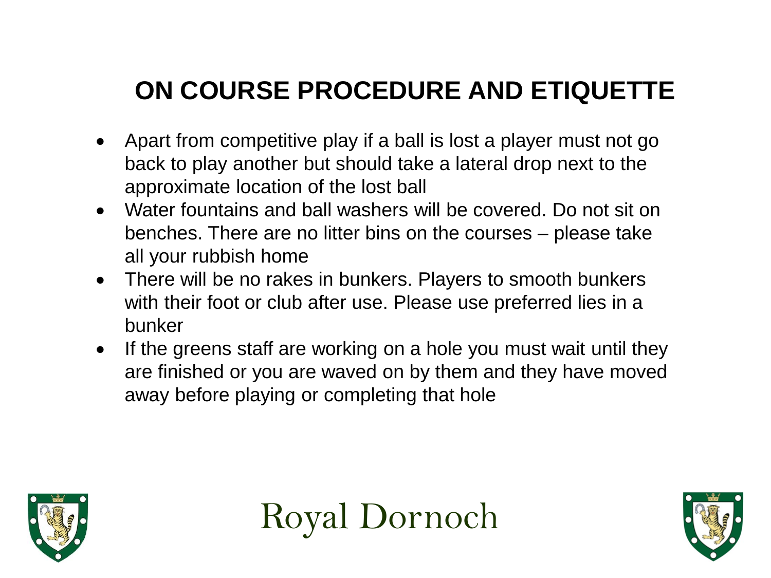# ON COURSE PROCEDURE AND ETIQUETTE

- Apart from competitive play if a ball is lost a player must not go back to play another but should take a lateral drop next to the approximate location of the lost ball
- Water fountains and ball washers will be covered. Do not sit on benches. There are no litter bins on the courses – please take all your rubbish home
- There will be no rakes in bunkers. Players to smooth bunkers with their foot or club after use. Please use preferred lies in a bunker
- If the greens staff are working on a hole you must wait until they are finished or you are waved on by them and they have moved away before playing or completing that hole

Royal Dornoch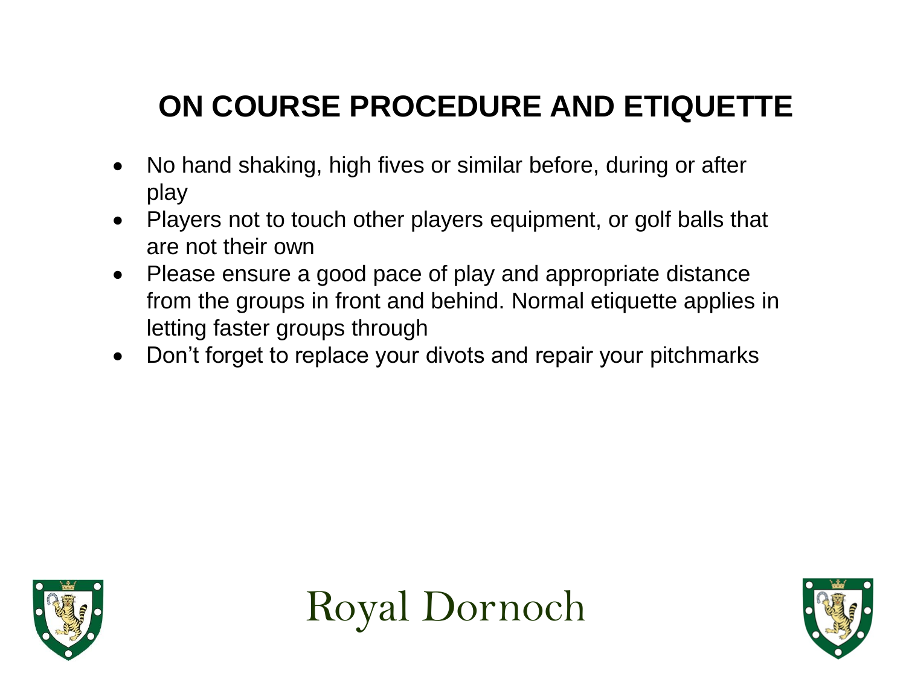# ON COURSE PROCEDURE AND ETIQUETTE

- No hand shaking, high fives or similar before, during or after play
- Players not to touch other players equipment, or golf balls that are not their own
- Please ensure a good pace of play and appropriate distance from the groups in front and behind. Normal etiquette applies in letting faster groups through
- Don’t forget to replace your divots and repair your pitchmarks

Royal Dornoch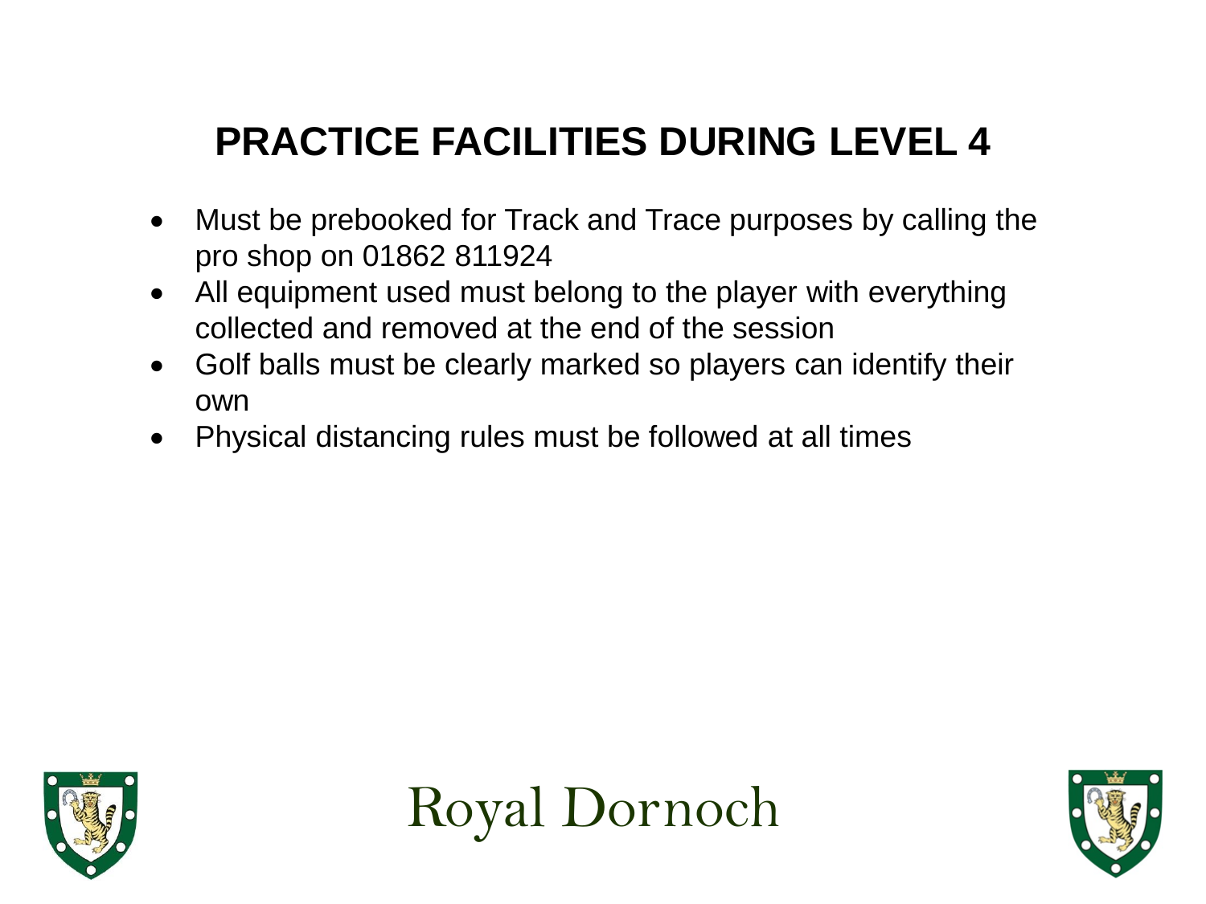# PRACTICE FACILITIES DURING LEVEL 4

- Must be prebooked for Track and Trace purposes by calling the pro shop on 01862 811924
- All equipment used must belong to the player with everything collected and removed at the end of the session
- Golf balls must be clearly marked so players can identify their own
- Physical distancing rules must be followed at all times

Royal Dornoch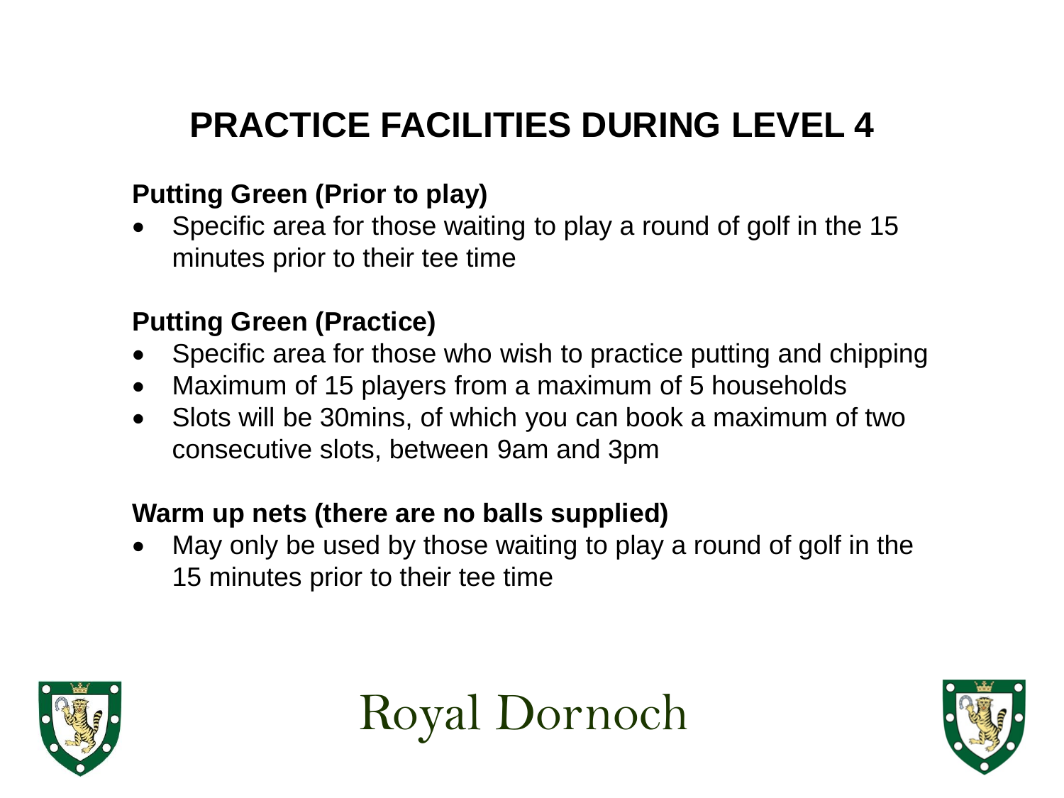# PRACTICE FACILITIES DURING LEVEL 4

**Putting Green (Prior to play)**

- Specific area for those waiting to play a round of golf in the 15 minutes prior to their tee time

**Putting Green (Practice)**

- Specific area for those who wish to practice putting and chipping
- Maximum of 15 players from a maximum of 5 households
- Slots will be 30mins, of which you can book a maximum of two consecutive slots, between 9am and 3pm

**Warm up nets (there are no balls supplied)**

- May only be used by those waiting to play a round of golf in the 15 minutes prior to their tee time

Royal Dornoch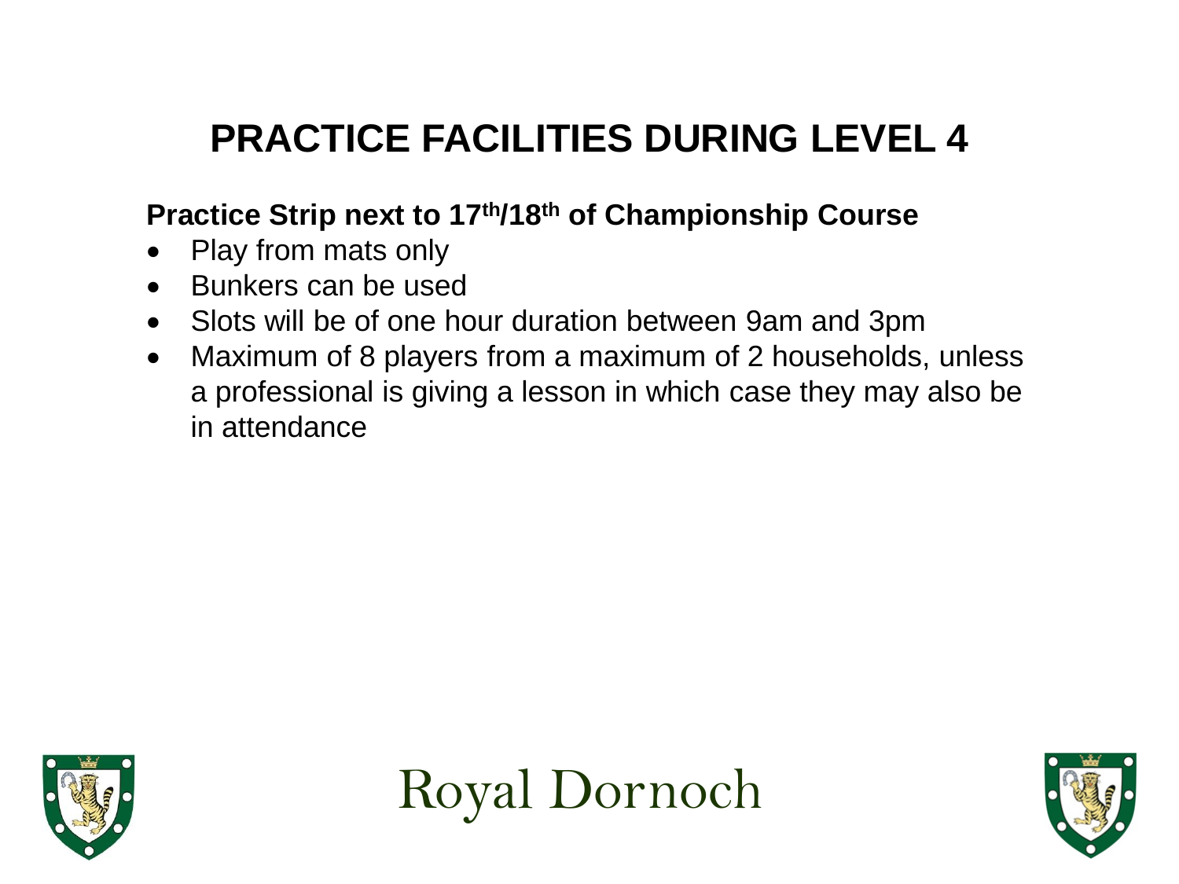# PRACTICE FACILITIES DURING LEVEL 4

**Practice Strip next to 17th/18th of Championship Course**

- Play from mats only
- Bunkers can be used
- Slots will be of one hour duration between 9am and 3pm
- Maximum of 8 players from a maximum of 2 households, unless a professional is giving a lesson in which case they may also be in attendance

Royal Dornoch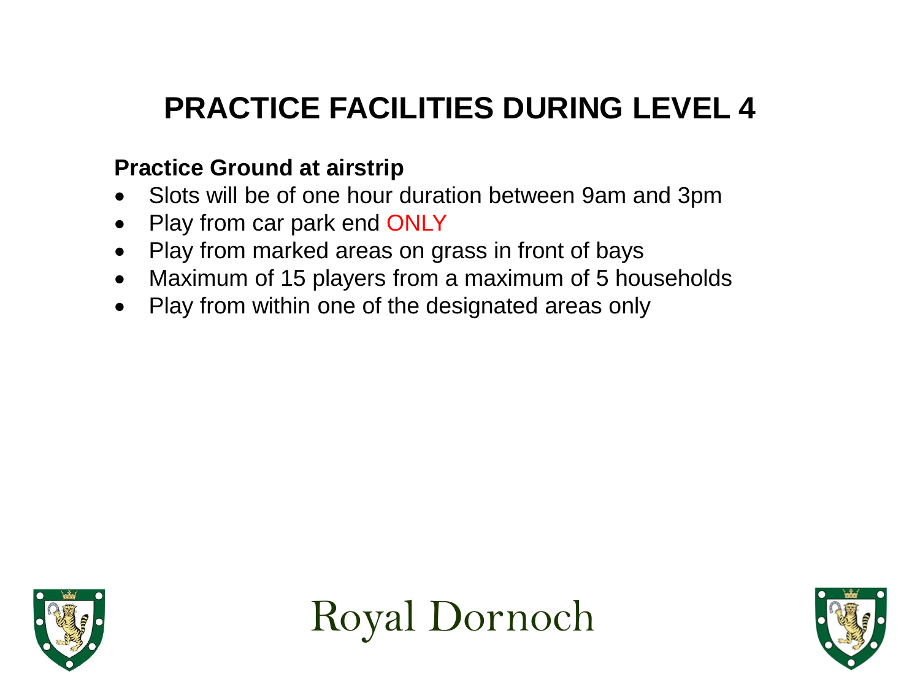# PRACTICE FACILITIES DURING LEVEL 4

**Practice Ground at airstrip**

- Slots will be of one hour duration between 9am and 3pm
- Play from car park end ONLY
- Play from marked areas on grass in front of bays
- Maximum of 15 players from a maximum of 5 households
- Play from within one of the designated areas only

Royal Dornoch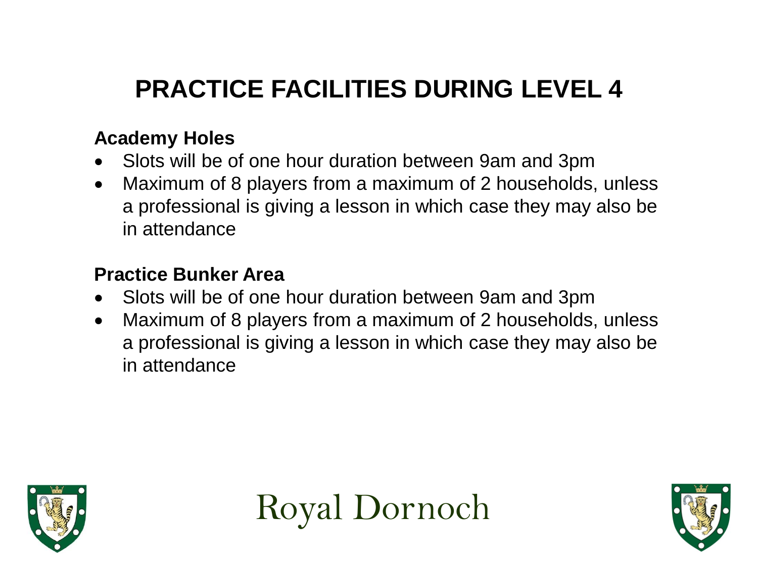# PRACTICE FACILITIES DURING LEVEL 4

**Academy Holes**

- Slots will be of one hour duration between 9am and 3pm
- Maximum of 8 players from a maximum of 2 households, unless a professional is giving a lesson in which case they may also be in attendance

**Practice Bunker Area**

- Slots will be of one hour duration between 9am and 3pm
- Maximum of 8 players from a maximum of 2 households, unless a professional is giving a lesson in which case they may also be in attendance

Royal Dornoch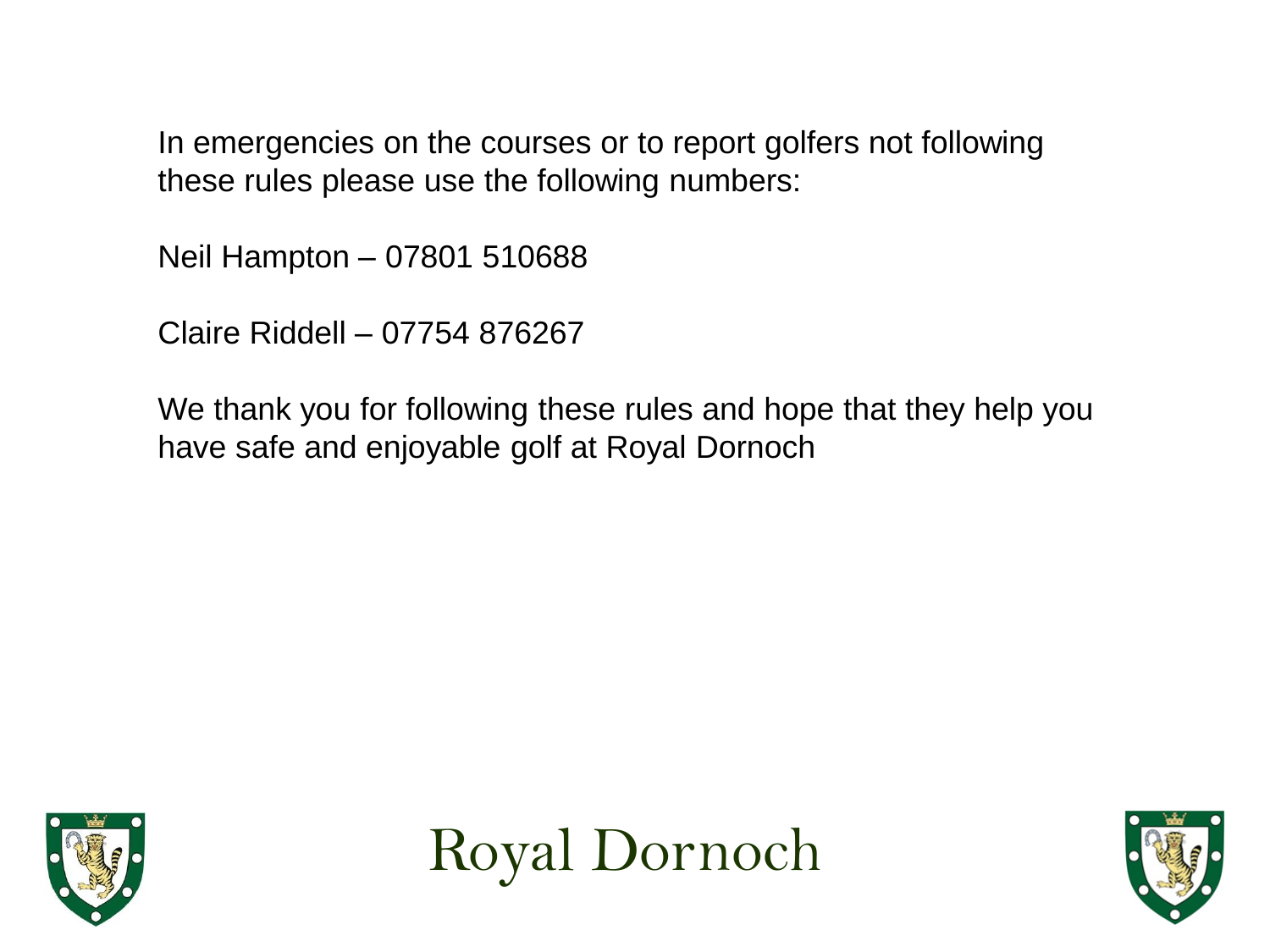In emergencies on the courses or to report golfers not following these rules please use the following numbers:

Neil Hampton – 07801 510688

Claire Riddell – 07754 876267

We thank you for following these rules and hope that they help you have safe and enjoyable golf at Royal Dornoch

Royal Dornoch